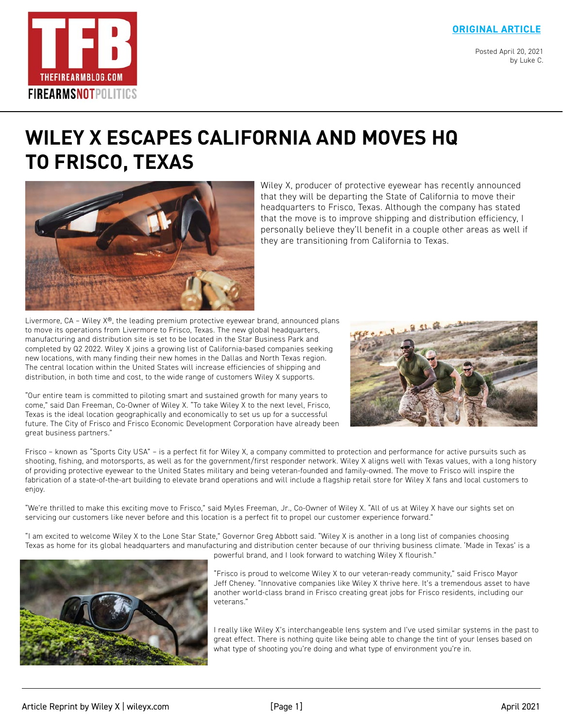ORIGINAL ARTICLE

Posted April 20, 2021
by Luke C.

# WILEY X ESCAPES CALIFORNIA AND MOVES HQ TO FRISCO, TEXAS

Wiley X, producer of protective eyewear has recently announced that they will be departing the State of California to move their headquarters to Frisco, Texas. Although the company has stated that the move is to improve shipping and distribution efficiency, I personally believe they'll benefit in a couple other areas as well if they are transitioning from California to Texas.

Livermore, CA – Wiley X®, the leading premium protective eyewear brand, announced plans to move its operations from Livermore to Frisco, Texas. The new global headquarters, manufacturing and distribution site is set to be located in the Star Business Park and completed by Q2 2022. Wiley X joins a growing list of California-based companies seeking new locations, with many finding their new homes in the Dallas and North Texas region. The central location within the United States will increase efficiencies of shipping and distribution, in both time and cost, to the wide range of customers Wiley X supports.

"Our entire team is committed to piloting smart and sustained growth for many years to come," said Dan Freeman, Co-Owner of Wiley X. "To take Wiley X to the next level, Frisco, Texas is the ideal location geographically and economically to set us up for a successful future. The City of Frisco and Frisco Economic Development Corporation have already been great business partners."

Frisco – known as "Sports City USA" – is a perfect fit for Wiley X, a company committed to protection and performance for active pursuits such as shooting, fishing, and motorsports, as well as for the government/first responder network. Wiley X aligns well with Texas values, with a long history of providing protective eyewear to the United States military and being veteran-founded and family-owned. The move to Frisco will inspire the fabrication of a state-of-the-art building to elevate brand operations and will include a flagship retail store for Wiley X fans and local customers to enjoy.

"We're thrilled to make this exciting move to Frisco," said Myles Freeman, Jr., Co-Owner of Wiley X. "All of us at Wiley X have our sights set on servicing our customers like never before and this location is a perfect fit to propel our customer experience forward."

"I am excited to welcome Wiley X to the Lone Star State," Governor Greg Abbott said. "Wiley X is another in a long list of companies choosing Texas as home for its global headquarters and manufacturing and distribution center because of our thriving business climate. 'Made in Texas' is a powerful brand, and I look forward to watching Wiley X flourish."

"Frisco is proud to welcome Wiley X to our veteran-ready community," said Frisco Mayor Jeff Cheney. "Innovative companies like Wiley X thrive here. It's a tremendous asset to have another world-class brand in Frisco creating great jobs for Frisco residents, including our veterans."

I really like Wiley X's interchangeable lens system and I've used similar systems in the past to great effect. There is nothing quite like being able to change the tint of your lenses based on what type of shooting you're doing and what type of environment you're in.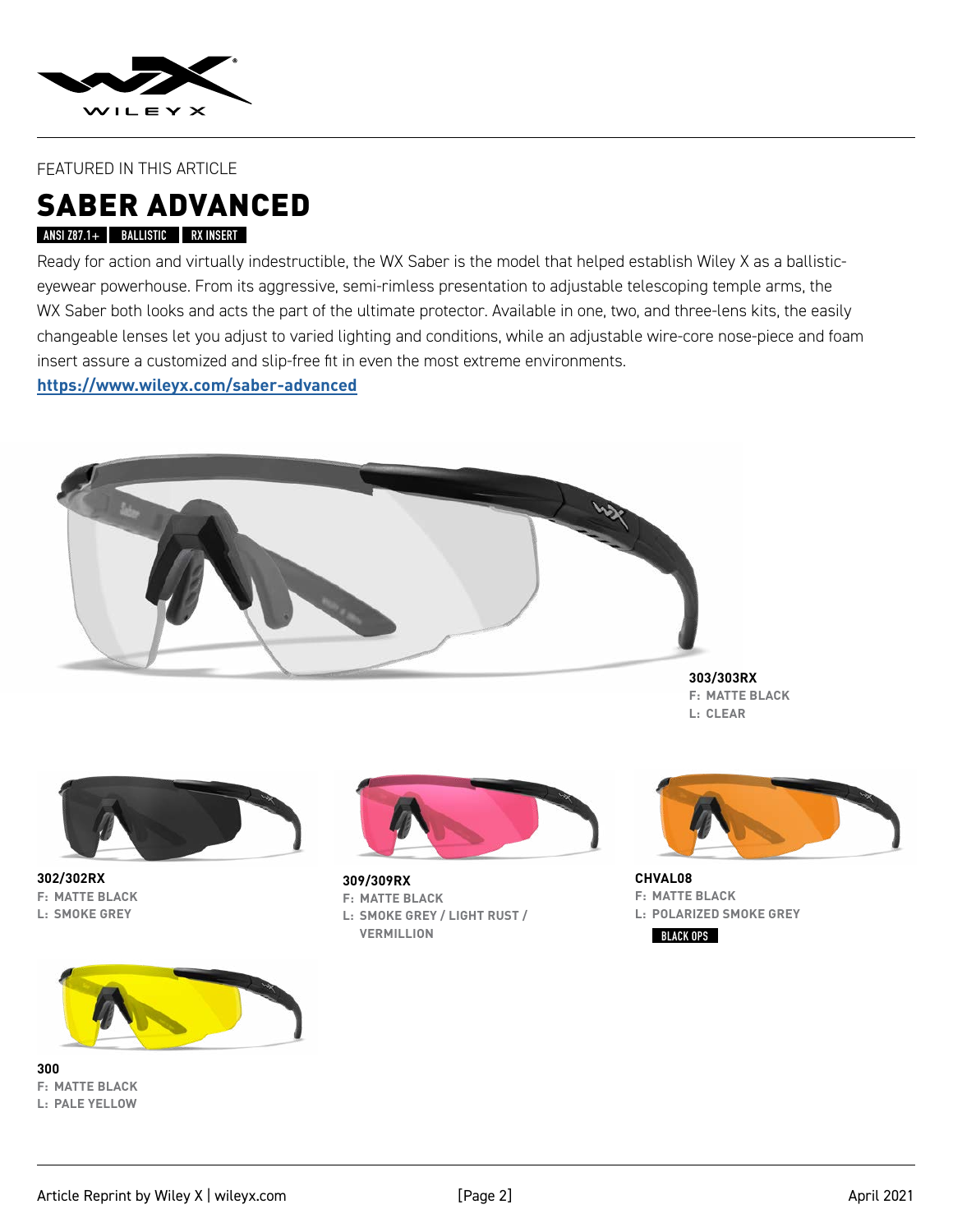FEATURED IN THIS ARTICLE

# SABER ADVANCED

ANSI Z87.1+ | BALLISTIC | RX INSERT

Ready for action and virtually indestructible, the WX Saber is the model that helped establish Wiley X as a ballistic-eyewear powerhouse. From its aggressive, semi-rimless presentation to adjustable telescoping temple arms, the WX Saber both looks and acts the part of the ultimate protector. Available in one, two, and three-lens kits, the easily changeable lenses let you adjust to varied lighting and conditions, while an adjustable wire-core nose-piece and foam insert assure a customized and slip-free fit in even the most extreme environments.

**https://www.wileyx.com/saber-advanced**

**303/303RX**
**F: MATTE BLACK**
**L: CLEAR**

**302/302RX**
**F: MATTE BLACK**
**L: SMOKE GREY**

**309/309RX**
**F: MATTE BLACK**
**L: SMOKE GREY / LIGHT RUST / VERMILLION**

**CHVAL08**
**F: MATTE BLACK**
**L: POLARIZED SMOKE GREY**
BLACK OPS

**300**
**F: MATTE BLACK**
**L: PALE YELLOW**

Article Reprint by Wiley X | wileyx.com

April 2021